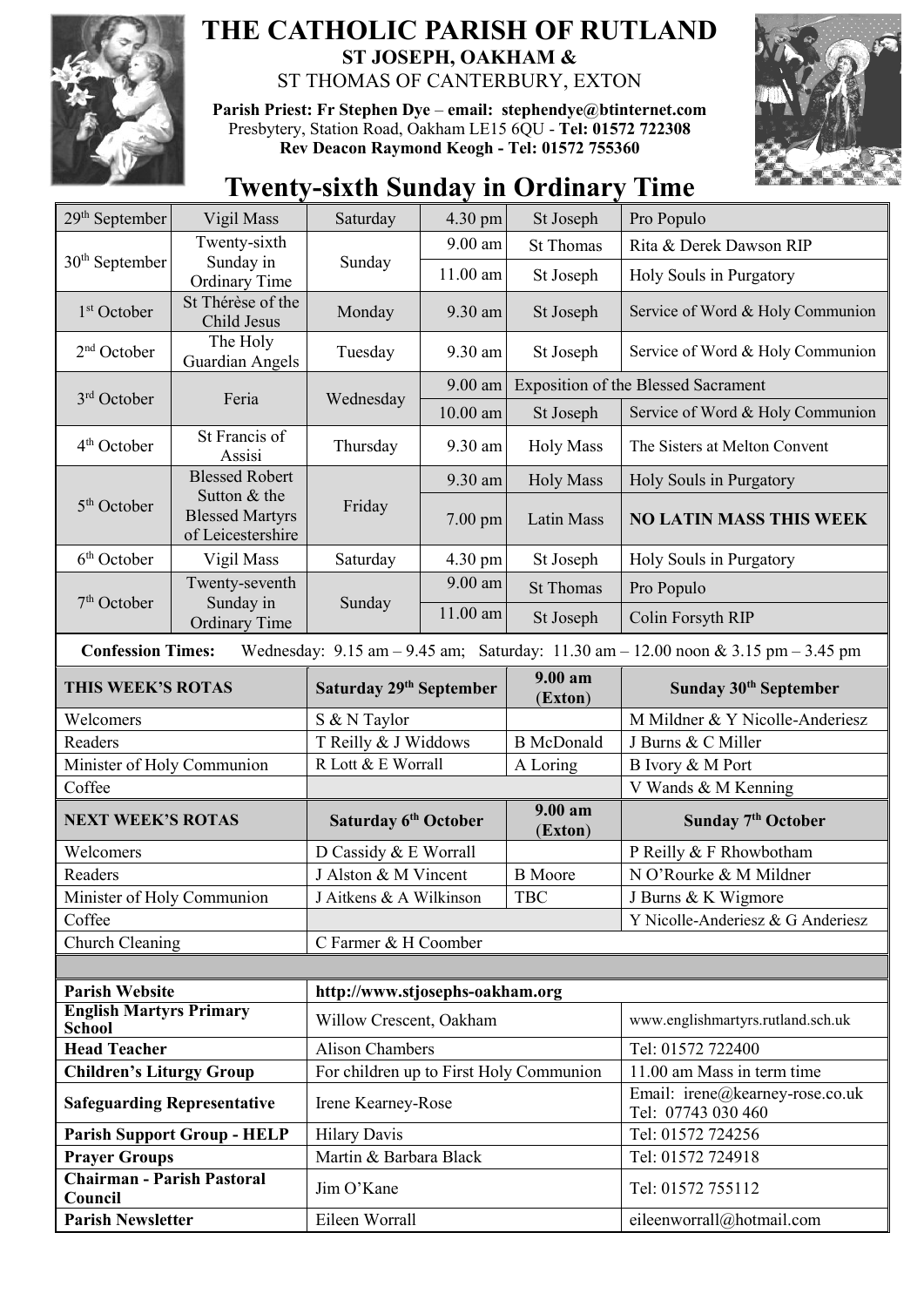# THE CATHOLIC PARISH OF RUTLAND

## ST JOSEPH, OAKHAM &

ST THOMAS OF CANTERBURY, EXTON

**Parish Priest: Fr Stephen Dye** – **email: stephendye@btinternet.com**
Presbytery, Station Road, Oakham LE15 6QU - **Tel: 01572 722308**
**Rev Deacon Raymond Keogh - Tel: 01572 755360**

# Twenty-sixth Sunday in Ordinary Time

| | | | | | |
|---|---|---|---|---|---|
| 29th September | Vigil Mass | Saturday | 4.30 pm | St Joseph | Pro Populo |
| 30th September | Twenty-sixth Sunday in Ordinary Time | Sunday | 9.00 am | St Thomas | Rita & Derek Dawson RIP |
| | | | 11.00 am | St Joseph | Holy Souls in Purgatory |
| 1st October | St Thérèse of the Child Jesus | Monday | 9.30 am | St Joseph | Service of Word & Holy Communion |
| 2nd October | The Holy Guardian Angels | Tuesday | 9.30 am | St Joseph | Service of Word & Holy Communion |
| 3rd October | Feria | Wednesday | 9.00 am | Exposition of the Blessed Sacrament | |
| | | | 10.00 am | St Joseph | Service of Word & Holy Communion |
| 4th October | St Francis of Assisi | Thursday | 9.30 am | Holy Mass | The Sisters at Melton Convent |
| 5th October | Blessed Robert Sutton & the Blessed Martyrs of Leicestershire | Friday | 9.30 am | Holy Mass | Holy Souls in Purgatory |
| | | | 7.00 pm | Latin Mass | **NO LATIN MASS THIS WEEK** |
| 6th October | Vigil Mass | Saturday | 4.30 pm | St Joseph | Holy Souls in Purgatory |
| 7th October | Twenty-seventh Sunday in Ordinary Time | Sunday | 9.00 am | St Thomas | Pro Populo |
| | | | 11.00 am | St Joseph | Colin Forsyth RIP |

**Confession Times:** Wednesday: 9.15 am – 9.45 am; Saturday: 11.30 am – 12.00 noon & 3.15 pm – 3.45 pm

| **THIS WEEK'S ROTAS** | **Saturday 29th September** | **9.00 am (Exton)** | **Sunday 30th September** |
|---|---|---|---|
| Welcomers | S & N Taylor | | M Mildner & Y Nicolle-Anderiesz |
| Readers | T Reilly & J Widdows | B McDonald | J Burns & C Miller |
| Minister of Holy Communion | R Lott & E Worrall | A Loring | B Ivory & M Port |
| Coffee | | | V Wands & M Kenning |
| **NEXT WEEK'S ROTAS** | **Saturday 6th October** | **9.00 am (Exton)** | **Sunday 7th October** |
| Welcomers | D Cassidy & E Worrall | | P Reilly & F Rhowbotham |
| Readers | J Alston & M Vincent | B Moore | N O'Rourke & M Mildner |
| Minister of Holy Communion | J Aitkens & A Wilkinson | TBC | J Burns & K Wigmore |
| Coffee | | | Y Nicolle-Anderiesz & G Anderiesz |
| Church Cleaning | C Farmer & H Coomber | | |

| | | |
|---|---|---|
| **Parish Website** | **http://www.stjosephs-oakham.org** | |
| **English Martyrs Primary School** | Willow Crescent, Oakham | www.englishmartyrs.rutland.sch.uk |
| **Head Teacher** | Alison Chambers | Tel: 01572 722400 |
| **Children's Liturgy Group** | For children up to First Holy Communion | 11.00 am Mass in term time |
| **Safeguarding Representative** | Irene Kearney-Rose | Email: irene@kearney-rose.co.uk Tel: 07743 030 460 |
| **Parish Support Group - HELP** | Hilary Davis | Tel: 01572 724256 |
| **Prayer Groups** | Martin & Barbara Black | Tel: 01572 724918 |
| **Chairman - Parish Pastoral Council** | Jim O'Kane | Tel: 01572 755112 |
| **Parish Newsletter** | Eileen Worrall | eileenworrall@hotmail.com |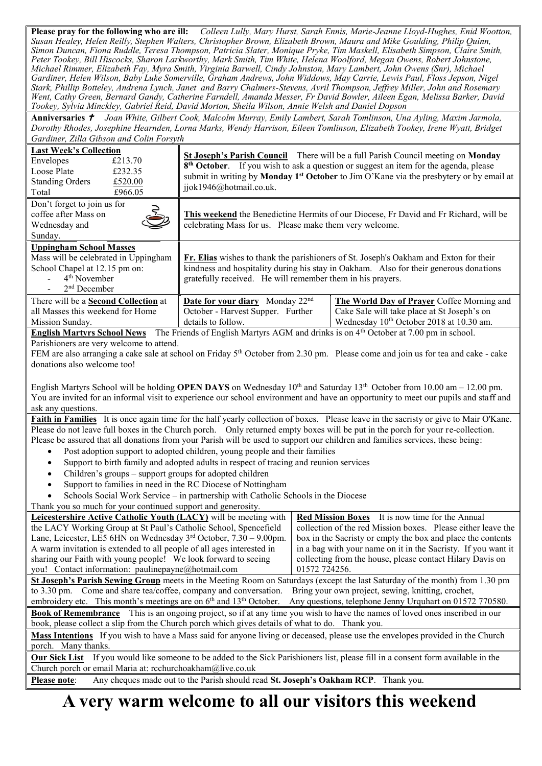**Please pray for the following who are ill:** *Colleen Lully, Mary Hurst, Sarah Ennis, Marie-Jeanne Lloyd-Hughes, Enid Wootton, Susan Healey, Helen Reilly, Stephen Walters, Christopher Brown, Elizabeth Brown, Maura and Mike Goulding, Philip Quinn, Simon Duncan, Fiona Ruddle, Teresa Thompson, Patricia Slater, Monique Pryke, Tim Maskell, Elisabeth Simpson, Claire Smith, Peter Tookey, Bill Hiscocks, Sharon Larkworthy, Mark Smith, Tim White, Helena Woolford, Megan Owens, Robert Johnstone, Michael Rimmer, Elizabeth Fay, Myra Smith, Virginia Barwell, Cindy Johnston, Mary Lambert, John Owens (Snr), Michael Gardiner, Helen Wilson, Baby Luke Somerville, Graham Andrews, John Widdows, May Carrie, Lewis Paul, Floss Jepson, Nigel Stark, Phillip Botteley, Andrena Lynch, Janet and Barry Chalmers-Stevens, Avril Thompson, Jeffrey Miller, John and Rosemary Went, Cathy Green, Bernard Gandy, Catherine Farndell, Amanda Messer, Fr David Bowler, Aileen Egan, Melissa Barker, David Tookey, Sylvia Minckley, Gabriel Reid, David Morton, Sheila Wilson, Annie Welsh and Daniel Dopson*

**Anniversaries** ✝ *Joan White, Gilbert Cook, Malcolm Murray, Emily Lambert, Sarah Tomlinson, Una Ayling, Maxim Jarmola, Dorothy Rhodes, Josephine Hearnden, Lorna Marks, Wendy Harrison, Eileen Tomlinson, Elizabeth Tookey, Irene Wyatt, Bridget Gardiner, Zilla Gibson and Colin Forsyth*

**Last Week's Collection**

| | |
|---|---|
| Envelopes | £213.70 |
| Loose Plate | £232.35 |
| Standing Orders | £520.00 |
| Total | £966.05 |

**St Joseph's Parish Council** There will be a full Parish Council meeting on **Monday 8th October**. If you wish to ask a question or suggest an item for the agenda, please submit in writing by **Monday 1st October** to Jim O'Kane via the presbytery or by email at jjok1946@hotmail.co.uk.

Don't forget to join us for coffee after Mass on Wednesday and Sunday.

**This weekend** the Benedictine Hermits of our Diocese, Fr David and Fr Richard, will be celebrating Mass for us. Please make them very welcome.

**Uppingham School Masses**
Mass will be celebrated in Uppingham School Chapel at 12.15 pm on:
- 4th November
- 2nd December

**Fr. Elias** wishes to thank the parishioners of St. Joseph's Oakham and Exton for their kindness and hospitality during his stay in Oakham. Also for their generous donations gratefully received. He will remember them in his prayers.

There will be a **Second Collection** at all Masses this weekend for Home Mission Sunday.

**Date for your diary** Monday 22nd October - Harvest Supper. Further details to follow.

**The World Day of Prayer** Coffee Morning and Cake Sale will take place at St Joseph's on Wednesday 10th October 2018 at 10.30 am.

**English Martyrs School News** The Friends of English Martyrs AGM and drinks is on 4th October at 7.00 pm in school. Parishioners are very welcome to attend.

FEM are also arranging a cake sale at school on Friday 5th October from 2.30 pm. Please come and join us for tea and cake - cake donations also welcome too!

English Martyrs School will be holding **OPEN DAYS** on Wednesday 10th and Saturday 13th October from 10.00 am – 12.00 pm. You are invited for an informal visit to experience our school environment and have an opportunity to meet our pupils and staff and ask any questions.

**Faith in Families** It is once again time for the half yearly collection of boxes. Please leave in the sacristy or give to Mair O'Kane. Please do not leave full boxes in the Church porch. Only returned empty boxes will be put in the porch for your re-collection. Please be assured that all donations from your Parish will be used to support our children and families services, these being:

- Post adoption support to adopted children, young people and their families
- Support to birth family and adopted adults in respect of tracing and reunion services
- Children's groups – support groups for adopted children
- Support to families in need in the RC Diocese of Nottingham
- Schools Social Work Service – in partnership with Catholic Schools in the Diocese

Thank you so much for your continued support and generosity.

**Leicestershire Active Catholic Youth (LACY)** will be meeting with the LACY Working Group at St Paul's Catholic School, Spencefield Lane, Leicester, LE5 6HN on Wednesday 3rd October, 7.30 – 9.00pm. A warm invitation is extended to all people of all ages interested in sharing our Faith with young people! We look forward to seeing you! Contact information: paulinepayne@hotmail.com

**Red Mission Boxes** It is now time for the Annual collection of the red Mission boxes. Please either leave the box in the Sacristy or empty the box and place the contents in a bag with your name on it in the Sacristy. If you want it collecting from the house, please contact Hilary Davis on 01572 724256.

**St Joseph's Parish Sewing Group** meets in the Meeting Room on Saturdays (except the last Saturday of the month) from 1.30 pm to 3.30 pm. Come and share tea/coffee, company and conversation. Bring your own project, sewing, knitting, crochet, embroidery etc. This month's meetings are on 6th and 13th October. Any questions, telephone Jenny Urquhart on 01572 770580.

**Book of Remembrance** This is an ongoing project, so if at any time you wish to have the names of loved ones inscribed in our book, please collect a slip from the Church porch which gives details of what to do. Thank you.

**Mass Intentions** If you wish to have a Mass said for anyone living or deceased, please use the envelopes provided in the Church porch. Many thanks.

**Our Sick List** If you would like someone to be added to the Sick Parishioners list, please fill in a consent form available in the Church porch or email Maria at: rcchurchoakham@live.co.uk

**Please note**: Any cheques made out to the Parish should read **St. Joseph's Oakham RCP**. Thank you.

# A very warm welcome to all our visitors this weekend